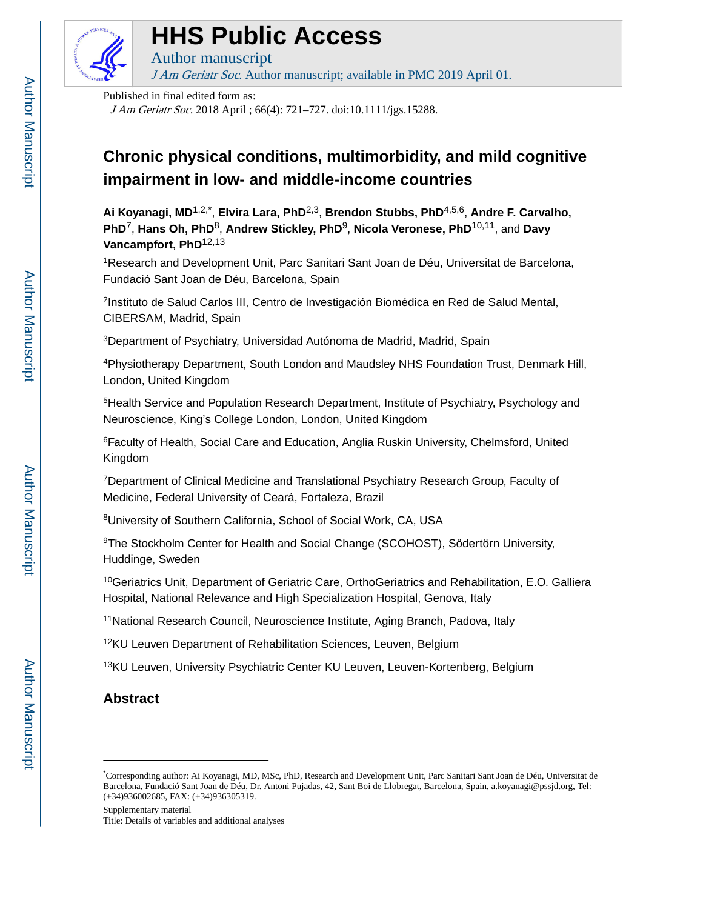# HHS Public Access

Author manuscript

*J Am Geriatr Soc*. Author manuscript; available in PMC 2019 April 01.

Published in final edited form as:

*J Am Geriatr Soc*. 2018 April ; 66(4): 721–727. doi:10.1111/jgs.15288.

## Chronic physical conditions, multimorbidity, and mild cognitive impairment in low- and middle-income countries

**Ai Koyanagi, MD**[1,2,*], **Elvira Lara, PhD**[2,3], **Brendon Stubbs, PhD**[4,5,6], **Andre F. Carvalho, PhD**[7], **Hans Oh, PhD**[8], **Andrew Stickley, PhD**[9], **Nicola Veronese, PhD**[10,11], and **Davy Vancampfort, PhD**[12,13]

[1]Research and Development Unit, Parc Sanitari Sant Joan de Déu, Universitat de Barcelona, Fundació Sant Joan de Déu, Barcelona, Spain

[2]Instituto de Salud Carlos III, Centro de Investigación Biomédica en Red de Salud Mental, CIBERSAM, Madrid, Spain

[3]Department of Psychiatry, Universidad Autónoma de Madrid, Madrid, Spain

[4]Physiotherapy Department, South London and Maudsley NHS Foundation Trust, Denmark Hill, London, United Kingdom

[5]Health Service and Population Research Department, Institute of Psychiatry, Psychology and Neuroscience, King's College London, London, United Kingdom

[6]Faculty of Health, Social Care and Education, Anglia Ruskin University, Chelmsford, United Kingdom

[7]Department of Clinical Medicine and Translational Psychiatry Research Group, Faculty of Medicine, Federal University of Ceará, Fortaleza, Brazil

[8]University of Southern California, School of Social Work, CA, USA

[9]The Stockholm Center for Health and Social Change (SCOHOST), Södertörn University, Huddinge, Sweden

[10]Geriatrics Unit, Department of Geriatric Care, OrthoGeriatrics and Rehabilitation, E.O. Galliera Hospital, National Relevance and High Specialization Hospital, Genova, Italy

[11]National Research Council, Neuroscience Institute, Aging Branch, Padova, Italy

[12]KU Leuven Department of Rehabilitation Sciences, Leuven, Belgium

[13]KU Leuven, University Psychiatric Center KU Leuven, Leuven-Kortenberg, Belgium

## Abstract

---

[*]Corresponding author: Ai Koyanagi, MD, MSc, PhD, Research and Development Unit, Parc Sanitari Sant Joan de Déu, Universitat de Barcelona, Fundació Sant Joan de Déu, Dr. Antoni Pujadas, 42, Sant Boi de Llobregat, Barcelona, Spain, a.koyanagi@pssjd.org, Tel: (+34)936002685, FAX: (+34)936305319.

Supplementary material

Title: Details of variables and additional analyses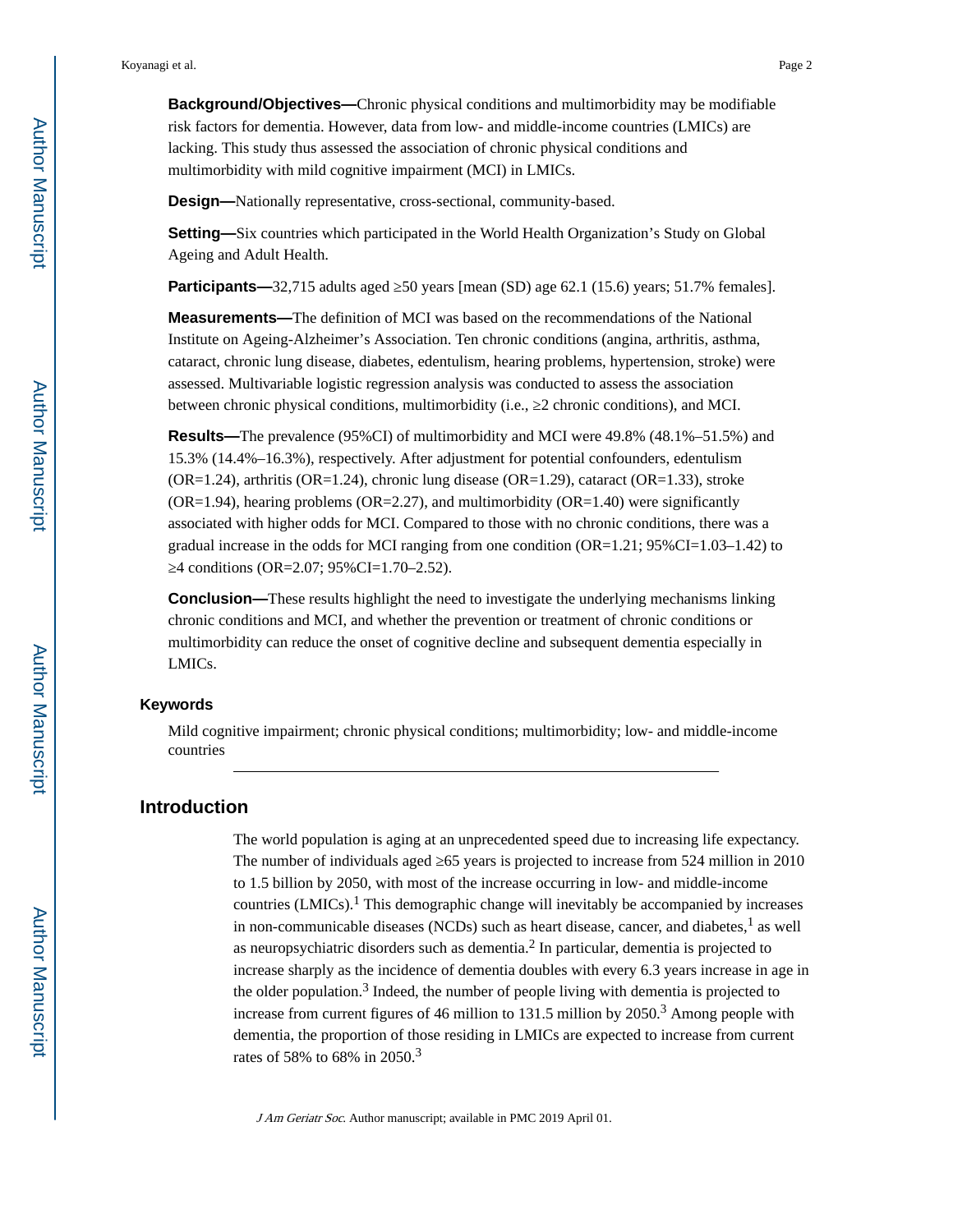**Background/Objectives—**Chronic physical conditions and multimorbidity may be modifiable risk factors for dementia. However, data from low- and middle-income countries (LMICs) are lacking. This study thus assessed the association of chronic physical conditions and multimorbidity with mild cognitive impairment (MCI) in LMICs.

**Design—**Nationally representative, cross-sectional, community-based.

**Setting—**Six countries which participated in the World Health Organization's Study on Global Ageing and Adult Health.

**Participants—**32,715 adults aged ≥50 years [mean (SD) age 62.1 (15.6) years; 51.7% females].

**Measurements—**The definition of MCI was based on the recommendations of the National Institute on Ageing-Alzheimer's Association. Ten chronic conditions (angina, arthritis, asthma, cataract, chronic lung disease, diabetes, edentulism, hearing problems, hypertension, stroke) were assessed. Multivariable logistic regression analysis was conducted to assess the association between chronic physical conditions, multimorbidity (i.e., ≥2 chronic conditions), and MCI.

**Results—**The prevalence (95%CI) of multimorbidity and MCI were 49.8% (48.1%–51.5%) and 15.3% (14.4%–16.3%), respectively. After adjustment for potential confounders, edentulism (OR=1.24), arthritis (OR=1.24), chronic lung disease (OR=1.29), cataract (OR=1.33), stroke (OR=1.94), hearing problems (OR=2.27), and multimorbidity (OR=1.40) were significantly associated with higher odds for MCI. Compared to those with no chronic conditions, there was a gradual increase in the odds for MCI ranging from one condition (OR=1.21; 95%CI=1.03–1.42) to ≥4 conditions (OR=2.07; 95%CI=1.70–2.52).

**Conclusion—**These results highlight the need to investigate the underlying mechanisms linking chronic conditions and MCI, and whether the prevention or treatment of chronic conditions or multimorbidity can reduce the onset of cognitive decline and subsequent dementia especially in LMICs.

### Keywords

Mild cognitive impairment; chronic physical conditions; multimorbidity; low- and middle-income countries

## Introduction

The world population is aging at an unprecedented speed due to increasing life expectancy. The number of individuals aged ≥65 years is projected to increase from 524 million in 2010 to 1.5 billion by 2050, with most of the increase occurring in low- and middle-income countries (LMICs).[1] This demographic change will inevitably be accompanied by increases in non-communicable diseases (NCDs) such as heart disease, cancer, and diabetes,[1] as well as neuropsychiatric disorders such as dementia.[2] In particular, dementia is projected to increase sharply as the incidence of dementia doubles with every 6.3 years increase in age in the older population.[3] Indeed, the number of people living with dementia is projected to increase from current figures of 46 million to 131.5 million by 2050.[3] Among people with dementia, the proportion of those residing in LMICs are expected to increase from current rates of 58% to 68% in 2050.[3]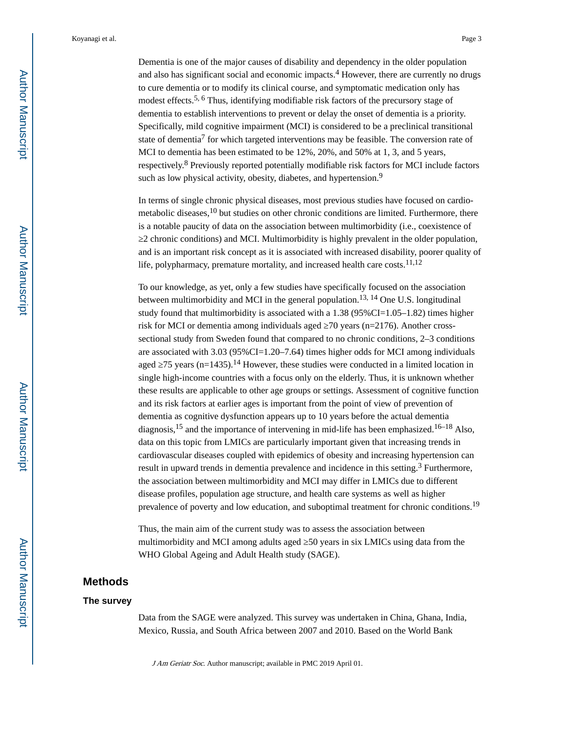Dementia is one of the major causes of disability and dependency in the older population and also has significant social and economic impacts.[4] However, there are currently no drugs to cure dementia or to modify its clinical course, and symptomatic medication only has modest effects.[5, 6] Thus, identifying modifiable risk factors of the precursory stage of dementia to establish interventions to prevent or delay the onset of dementia is a priority. Specifically, mild cognitive impairment (MCI) is considered to be a preclinical transitional state of dementia[7] for which targeted interventions may be feasible. The conversion rate of MCI to dementia has been estimated to be 12%, 20%, and 50% at 1, 3, and 5 years, respectively.[8] Previously reported potentially modifiable risk factors for MCI include factors such as low physical activity, obesity, diabetes, and hypertension.[9]

In terms of single chronic physical diseases, most previous studies have focused on cardio-metabolic diseases,[10] but studies on other chronic conditions are limited. Furthermore, there is a notable paucity of data on the association between multimorbidity (i.e., coexistence of ≥2 chronic conditions) and MCI. Multimorbidity is highly prevalent in the older population, and is an important risk concept as it is associated with increased disability, poorer quality of life, polypharmacy, premature mortality, and increased health care costs.[11,12]

To our knowledge, as yet, only a few studies have specifically focused on the association between multimorbidity and MCI in the general population.[13, 14] One U.S. longitudinal study found that multimorbidity is associated with a 1.38 (95%CI=1.05–1.82) times higher risk for MCI or dementia among individuals aged ≥70 years (n=2176). Another cross-sectional study from Sweden found that compared to no chronic conditions, 2–3 conditions are associated with 3.03 (95%CI=1.20–7.64) times higher odds for MCI among individuals aged ≥75 years (n=1435).[14] However, these studies were conducted in a limited location in single high-income countries with a focus only on the elderly. Thus, it is unknown whether these results are applicable to other age groups or settings. Assessment of cognitive function and its risk factors at earlier ages is important from the point of view of prevention of dementia as cognitive dysfunction appears up to 10 years before the actual dementia diagnosis,[15] and the importance of intervening in mid-life has been emphasized.[16–18] Also, data on this topic from LMICs are particularly important given that increasing trends in cardiovascular diseases coupled with epidemics of obesity and increasing hypertension can result in upward trends in dementia prevalence and incidence in this setting.[3] Furthermore, the association between multimorbidity and MCI may differ in LMICs due to different disease profiles, population age structure, and health care systems as well as higher prevalence of poverty and low education, and suboptimal treatment for chronic conditions.[19]

Thus, the main aim of the current study was to assess the association between multimorbidity and MCI among adults aged ≥50 years in six LMICs using data from the WHO Global Ageing and Adult Health study (SAGE).

## Methods

### The survey

Data from the SAGE were analyzed. This survey was undertaken in China, Ghana, India, Mexico, Russia, and South Africa between 2007 and 2010. Based on the World Bank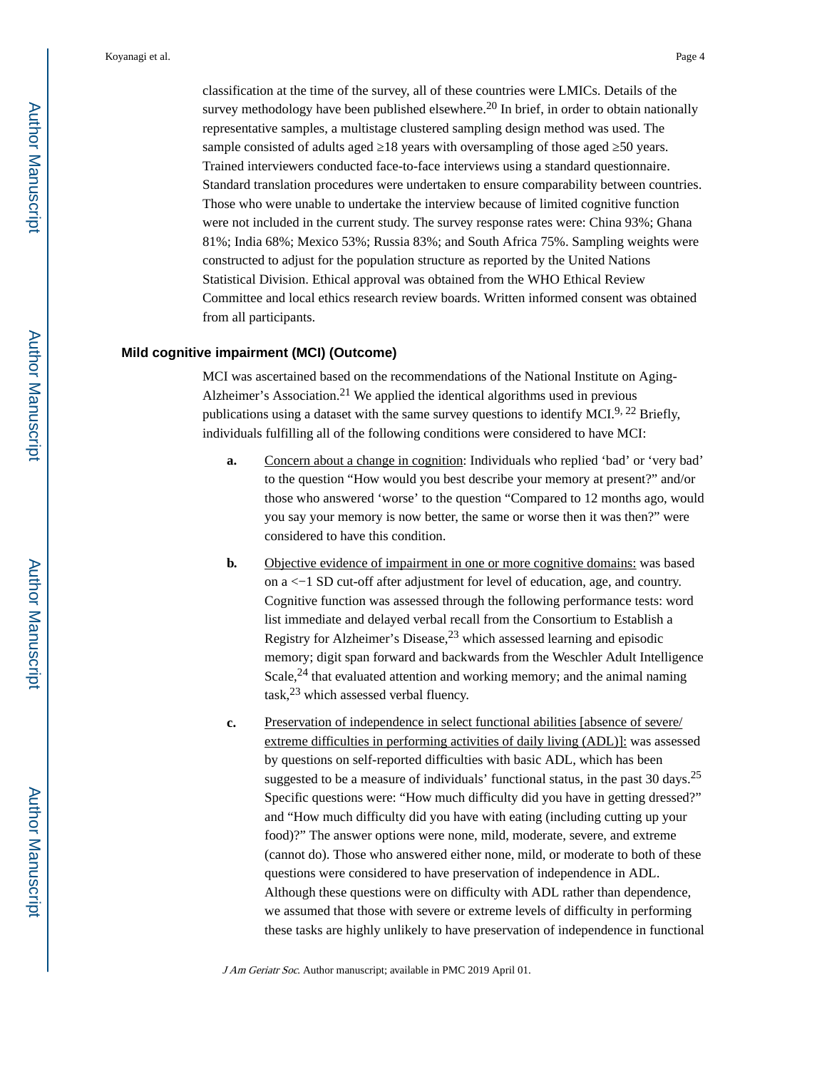classification at the time of the survey, all of these countries were LMICs. Details of the survey methodology have been published elsewhere.[20] In brief, in order to obtain nationally representative samples, a multistage clustered sampling design method was used. The sample consisted of adults aged ≥18 years with oversampling of those aged ≥50 years. Trained interviewers conducted face-to-face interviews using a standard questionnaire. Standard translation procedures were undertaken to ensure comparability between countries. Those who were unable to undertake the interview because of limited cognitive function were not included in the current study. The survey response rates were: China 93%; Ghana 81%; India 68%; Mexico 53%; Russia 83%; and South Africa 75%. Sampling weights were constructed to adjust for the population structure as reported by the United Nations Statistical Division. Ethical approval was obtained from the WHO Ethical Review Committee and local ethics research review boards. Written informed consent was obtained from all participants.

### Mild cognitive impairment (MCI) (Outcome)

MCI was ascertained based on the recommendations of the National Institute on Aging-Alzheimer's Association.[21] We applied the identical algorithms used in previous publications using a dataset with the same survey questions to identify MCI.[9, 22] Briefly, individuals fulfilling all of the following conditions were considered to have MCI:

**a.** Concern about a change in cognition: Individuals who replied 'bad' or 'very bad' to the question "How would you best describe your memory at present?" and/or those who answered 'worse' to the question "Compared to 12 months ago, would you say your memory is now better, the same or worse then it was then?" were considered to have this condition.

**b.** Objective evidence of impairment in one or more cognitive domains: was based on a <−1 SD cut-off after adjustment for level of education, age, and country. Cognitive function was assessed through the following performance tests: word list immediate and delayed verbal recall from the Consortium to Establish a Registry for Alzheimer's Disease,[23] which assessed learning and episodic memory; digit span forward and backwards from the Weschler Adult Intelligence Scale,[24] that evaluated attention and working memory; and the animal naming task,[23] which assessed verbal fluency.

**c.** Preservation of independence in select functional abilities [absence of severe/extreme difficulties in performing activities of daily living (ADL)]: was assessed by questions on self-reported difficulties with basic ADL, which has been suggested to be a measure of individuals' functional status, in the past 30 days.[25] Specific questions were: "How much difficulty did you have in getting dressed?" and "How much difficulty did you have with eating (including cutting up your food)?" The answer options were none, mild, moderate, severe, and extreme (cannot do). Those who answered either none, mild, or moderate to both of these questions were considered to have preservation of independence in ADL. Although these questions were on difficulty with ADL rather than dependence, we assumed that those with severe or extreme levels of difficulty in performing these tasks are highly unlikely to have preservation of independence in functional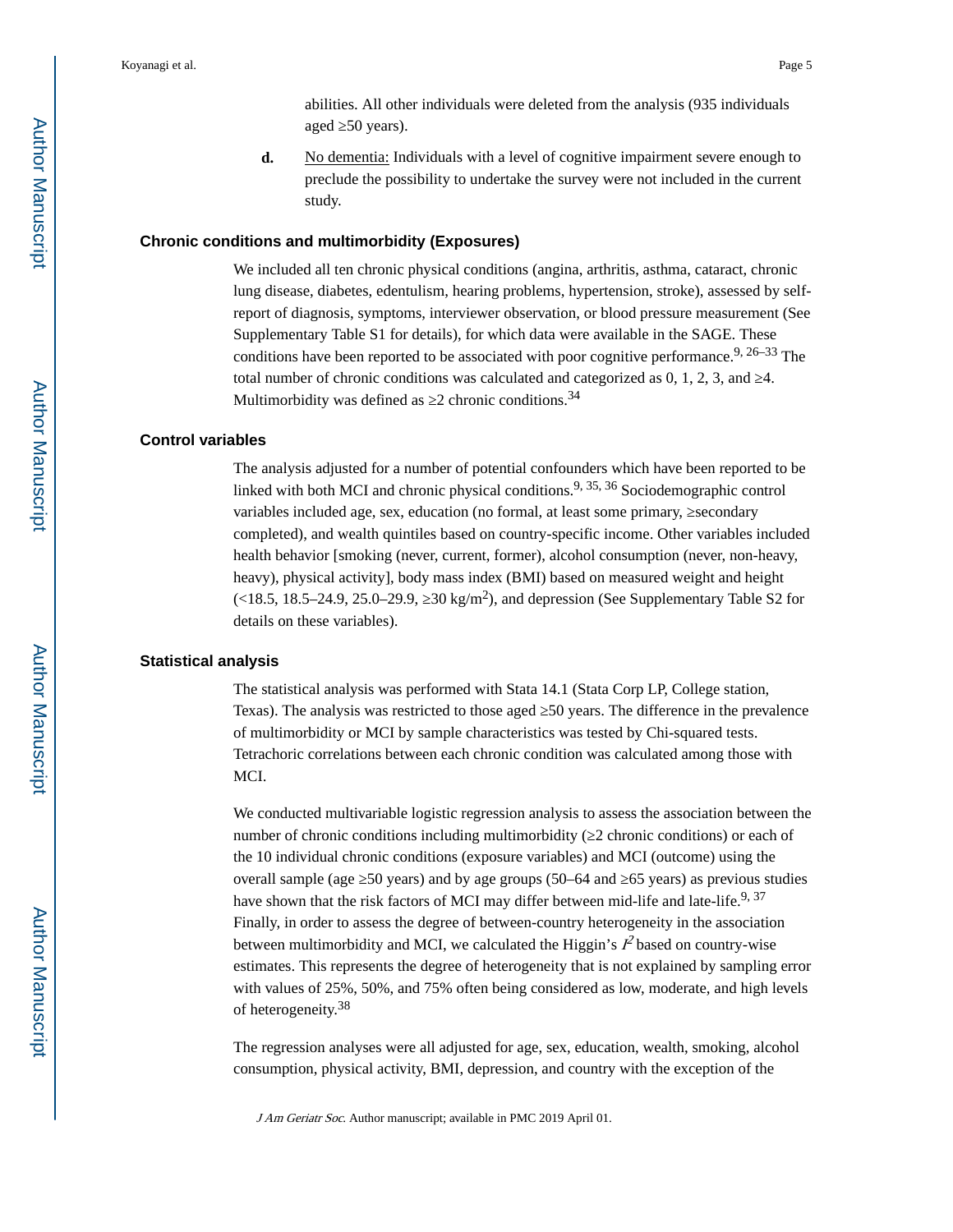abilities. All other individuals were deleted from the analysis (935 individuals aged ≥50 years).

**d.** No dementia: Individuals with a level of cognitive impairment severe enough to preclude the possibility to undertake the survey were not included in the current study.

### Chronic conditions and multimorbidity (Exposures)

We included all ten chronic physical conditions (angina, arthritis, asthma, cataract, chronic lung disease, diabetes, edentulism, hearing problems, hypertension, stroke), assessed by self-report of diagnosis, symptoms, interviewer observation, or blood pressure measurement (See Supplementary Table S1 for details), for which data were available in the SAGE. These conditions have been reported to be associated with poor cognitive performance.[9, 26–33] The total number of chronic conditions was calculated and categorized as 0, 1, 2, 3, and ≥4. Multimorbidity was defined as ≥2 chronic conditions.[34]

### Control variables

The analysis adjusted for a number of potential confounders which have been reported to be linked with both MCI and chronic physical conditions.[9, 35, 36] Sociodemographic control variables included age, sex, education (no formal, at least some primary, ≥secondary completed), and wealth quintiles based on country-specific income. Other variables included health behavior [smoking (never, current, former), alcohol consumption (never, non-heavy, heavy), physical activity], body mass index (BMI) based on measured weight and height (<18.5, 18.5–24.9, 25.0–29.9, ≥30 $kg/m^2$), and depression (See Supplementary Table S2 for details on these variables).

### Statistical analysis

The statistical analysis was performed with Stata 14.1 (Stata Corp LP, College station, Texas). The analysis was restricted to those aged ≥50 years. The difference in the prevalence of multimorbidity or MCI by sample characteristics was tested by Chi-squared tests. Tetrachoric correlations between each chronic condition was calculated among those with MCI.

We conducted multivariable logistic regression analysis to assess the association between the number of chronic conditions including multimorbidity (≥2 chronic conditions) or each of the 10 individual chronic conditions (exposure variables) and MCI (outcome) using the overall sample (age ≥50 years) and by age groups (50–64 and ≥65 years) as previous studies have shown that the risk factors of MCI may differ between mid-life and late-life.[9, 37] Finally, in order to assess the degree of between-country heterogeneity in the association between multimorbidity and MCI, we calculated the Higgin's $I^2$ based on country-wise estimates. This represents the degree of heterogeneity that is not explained by sampling error with values of 25%, 50%, and 75% often being considered as low, moderate, and high levels of heterogeneity.[38]

The regression analyses were all adjusted for age, sex, education, wealth, smoking, alcohol consumption, physical activity, BMI, depression, and country with the exception of the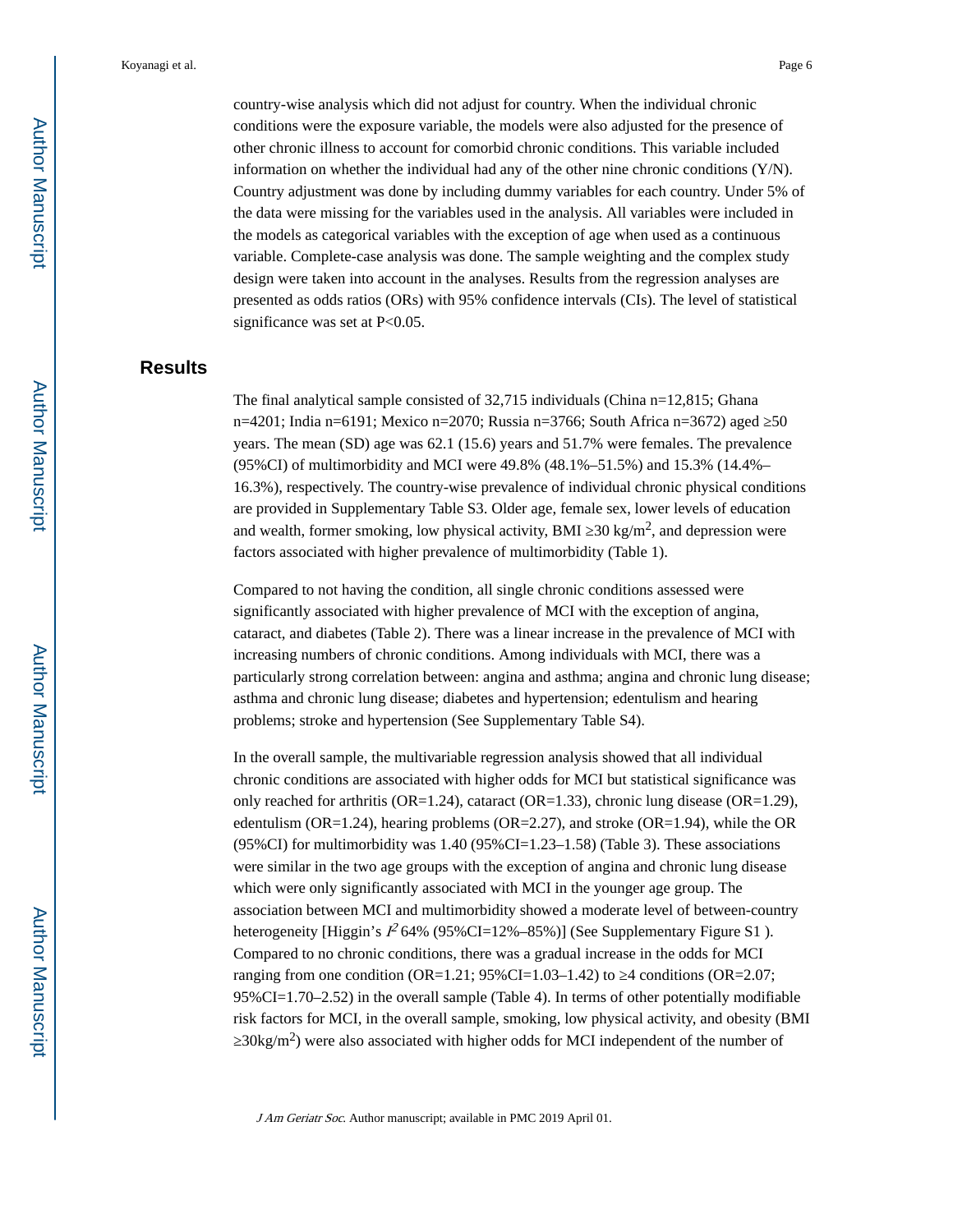country-wise analysis which did not adjust for country. When the individual chronic conditions were the exposure variable, the models were also adjusted for the presence of other chronic illness to account for comorbid chronic conditions. This variable included information on whether the individual had any of the other nine chronic conditions (Y/N). Country adjustment was done by including dummy variables for each country. Under 5% of the data were missing for the variables used in the analysis. All variables were included in the models as categorical variables with the exception of age when used as a continuous variable. Complete-case analysis was done. The sample weighting and the complex study design were taken into account in the analyses. Results from the regression analyses are presented as odds ratios (ORs) with 95% confidence intervals (CIs). The level of statistical significance was set at $P<0.05$.

## Results

The final analytical sample consisted of 32,715 individuals (China n=12,815; Ghana n=4201; India n=6191; Mexico n=2070; Russia n=3766; South Africa n=3672) aged ≥50 years. The mean (SD) age was 62.1 (15.6) years and 51.7% were females. The prevalence (95%CI) of multimorbidity and MCI were 49.8% (48.1%–51.5%) and 15.3% (14.4%–16.3%), respectively. The country-wise prevalence of individual chronic physical conditions are provided in Supplementary Table S3. Older age, female sex, lower levels of education and wealth, former smoking, low physical activity, BMI ≥30 kg/$m^2$, and depression were factors associated with higher prevalence of multimorbidity (Table 1).

Compared to not having the condition, all single chronic conditions assessed were significantly associated with higher prevalence of MCI with the exception of angina, cataract, and diabetes (Table 2). There was a linear increase in the prevalence of MCI with increasing numbers of chronic conditions. Among individuals with MCI, there was a particularly strong correlation between: angina and asthma; angina and chronic lung disease; asthma and chronic lung disease; diabetes and hypertension; edentulism and hearing problems; stroke and hypertension (See Supplementary Table S4).

In the overall sample, the multivariable regression analysis showed that all individual chronic conditions are associated with higher odds for MCI but statistical significance was only reached for arthritis (OR=1.24), cataract (OR=1.33), chronic lung disease (OR=1.29), edentulism (OR=1.24), hearing problems (OR=2.27), and stroke (OR=1.94), while the OR (95%CI) for multimorbidity was 1.40 (95%CI=1.23–1.58) (Table 3). These associations were similar in the two age groups with the exception of angina and chronic lung disease which were only significantly associated with MCI in the younger age group. The association between MCI and multimorbidity showed a moderate level of between-country heterogeneity [Higgin's $I^2$ 64% (95%CI=12%–85%)] (See Supplementary Figure S1 ). Compared to no chronic conditions, there was a gradual increase in the odds for MCI ranging from one condition (OR=1.21; 95%CI=1.03–1.42) to ≥4 conditions (OR=2.07; 95%CI=1.70–2.52) in the overall sample (Table 4). In terms of other potentially modifiable risk factors for MCI, in the overall sample, smoking, low physical activity, and obesity (BMI ≥30kg/$m^2$) were also associated with higher odds for MCI independent of the number of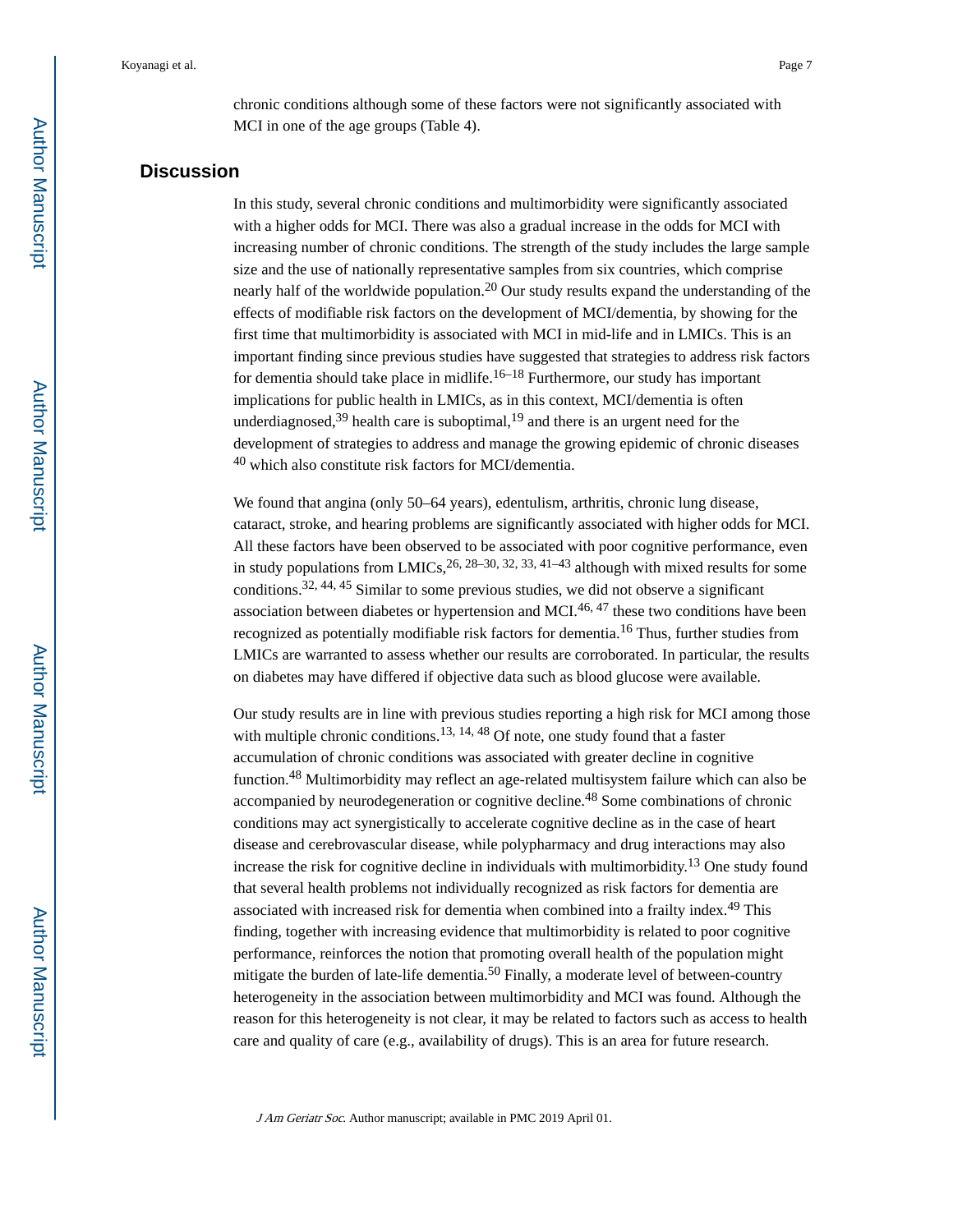chronic conditions although some of these factors were not significantly associated with MCI in one of the age groups (Table 4).

## Discussion

In this study, several chronic conditions and multimorbidity were significantly associated with a higher odds for MCI. There was also a gradual increase in the odds for MCI with increasing number of chronic conditions. The strength of the study includes the large sample size and the use of nationally representative samples from six countries, which comprise nearly half of the worldwide population.[20] Our study results expand the understanding of the effects of modifiable risk factors on the development of MCI/dementia, by showing for the first time that multimorbidity is associated with MCI in mid-life and in LMICs. This is an important finding since previous studies have suggested that strategies to address risk factors for dementia should take place in midlife.[16–18] Furthermore, our study has important implications for public health in LMICs, as in this context, MCI/dementia is often underdiagnosed,[39] health care is suboptimal,[19] and there is an urgent need for the development of strategies to address and manage the growing epidemic of chronic diseases [40] which also constitute risk factors for MCI/dementia.

We found that angina (only 50–64 years), edentulism, arthritis, chronic lung disease, cataract, stroke, and hearing problems are significantly associated with higher odds for MCI. All these factors have been observed to be associated with poor cognitive performance, even in study populations from LMICs,[26, 28–30, 32, 33, 41–43] although with mixed results for some conditions.[32, 44, 45] Similar to some previous studies, we did not observe a significant association between diabetes or hypertension and MCI.[46, 47] these two conditions have been recognized as potentially modifiable risk factors for dementia.[16] Thus, further studies from LMICs are warranted to assess whether our results are corroborated. In particular, the results on diabetes may have differed if objective data such as blood glucose were available.

Our study results are in line with previous studies reporting a high risk for MCI among those with multiple chronic conditions.[13, 14, 48] Of note, one study found that a faster accumulation of chronic conditions was associated with greater decline in cognitive function.[48] Multimorbidity may reflect an age-related multisystem failure which can also be accompanied by neurodegeneration or cognitive decline.[48] Some combinations of chronic conditions may act synergistically to accelerate cognitive decline as in the case of heart disease and cerebrovascular disease, while polypharmacy and drug interactions may also increase the risk for cognitive decline in individuals with multimorbidity.[13] One study found that several health problems not individually recognized as risk factors for dementia are associated with increased risk for dementia when combined into a frailty index.[49] This finding, together with increasing evidence that multimorbidity is related to poor cognitive performance, reinforces the notion that promoting overall health of the population might mitigate the burden of late-life dementia.[50] Finally, a moderate level of between-country heterogeneity in the association between multimorbidity and MCI was found. Although the reason for this heterogeneity is not clear, it may be related to factors such as access to health care and quality of care (e.g., availability of drugs). This is an area for future research.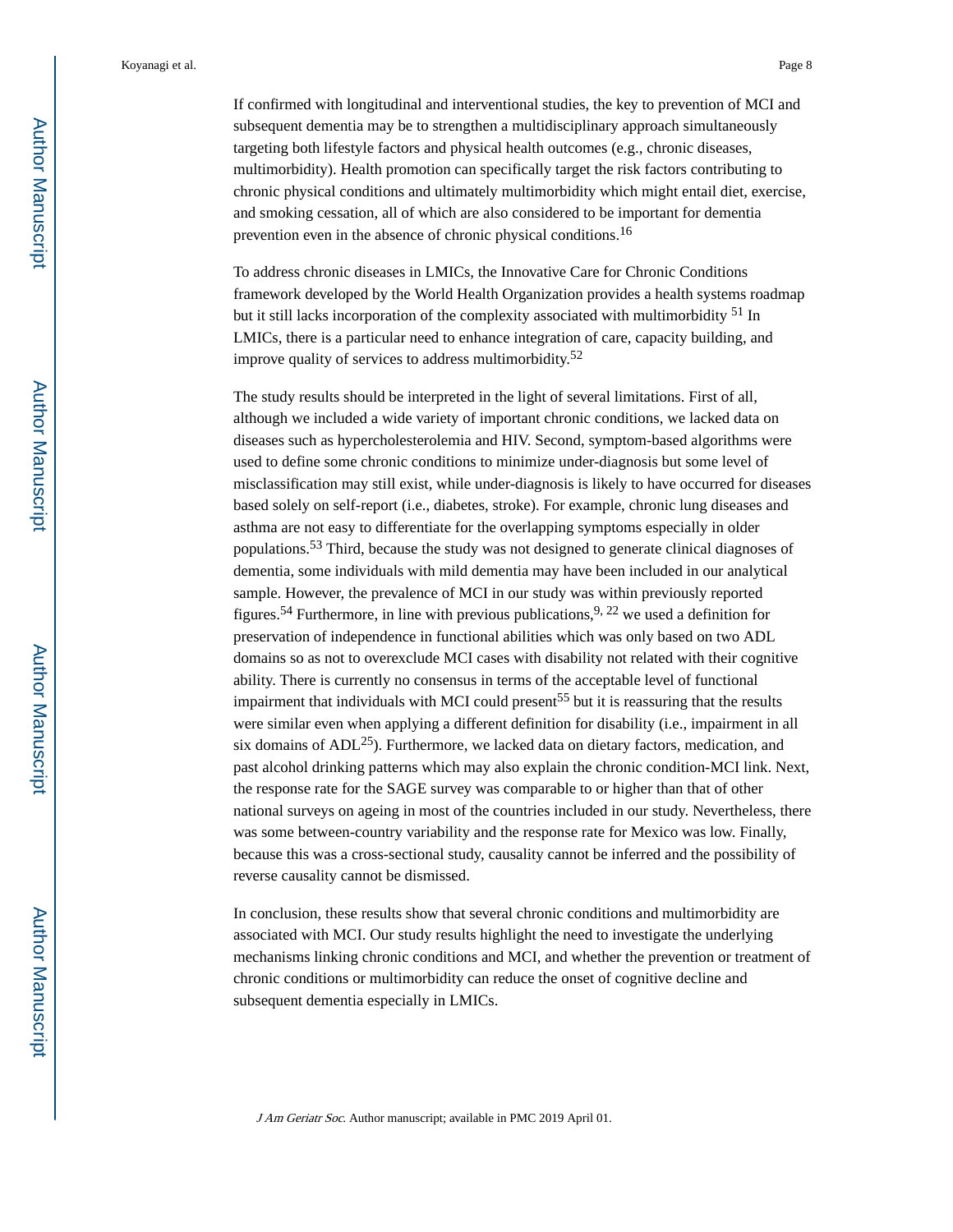If confirmed with longitudinal and interventional studies, the key to prevention of MCI and subsequent dementia may be to strengthen a multidisciplinary approach simultaneously targeting both lifestyle factors and physical health outcomes (e.g., chronic diseases, multimorbidity). Health promotion can specifically target the risk factors contributing to chronic physical conditions and ultimately multimorbidity which might entail diet, exercise, and smoking cessation, all of which are also considered to be important for dementia prevention even in the absence of chronic physical conditions.[16]

To address chronic diseases in LMICs, the Innovative Care for Chronic Conditions framework developed by the World Health Organization provides a health systems roadmap but it still lacks incorporation of the complexity associated with multimorbidity [51] In LMICs, there is a particular need to enhance integration of care, capacity building, and improve quality of services to address multimorbidity.[52]

The study results should be interpreted in the light of several limitations. First of all, although we included a wide variety of important chronic conditions, we lacked data on diseases such as hypercholesterolemia and HIV. Second, symptom-based algorithms were used to define some chronic conditions to minimize under-diagnosis but some level of misclassification may still exist, while under-diagnosis is likely to have occurred for diseases based solely on self-report (i.e., diabetes, stroke). For example, chronic lung diseases and asthma are not easy to differentiate for the overlapping symptoms especially in older populations.[53] Third, because the study was not designed to generate clinical diagnoses of dementia, some individuals with mild dementia may have been included in our analytical sample. However, the prevalence of MCI in our study was within previously reported figures.[54] Furthermore, in line with previous publications,[9, 22] we used a definition for preservation of independence in functional abilities which was only based on two ADL domains so as not to overexclude MCI cases with disability not related with their cognitive ability. There is currently no consensus in terms of the acceptable level of functional impairment that individuals with MCI could present[55] but it is reassuring that the results were similar even when applying a different definition for disability (i.e., impairment in all six domains of ADL[25]). Furthermore, we lacked data on dietary factors, medication, and past alcohol drinking patterns which may also explain the chronic condition-MCI link. Next, the response rate for the SAGE survey was comparable to or higher than that of other national surveys on ageing in most of the countries included in our study. Nevertheless, there was some between-country variability and the response rate for Mexico was low. Finally, because this was a cross-sectional study, causality cannot be inferred and the possibility of reverse causality cannot be dismissed.

In conclusion, these results show that several chronic conditions and multimorbidity are associated with MCI. Our study results highlight the need to investigate the underlying mechanisms linking chronic conditions and MCI, and whether the prevention or treatment of chronic conditions or multimorbidity can reduce the onset of cognitive decline and subsequent dementia especially in LMICs.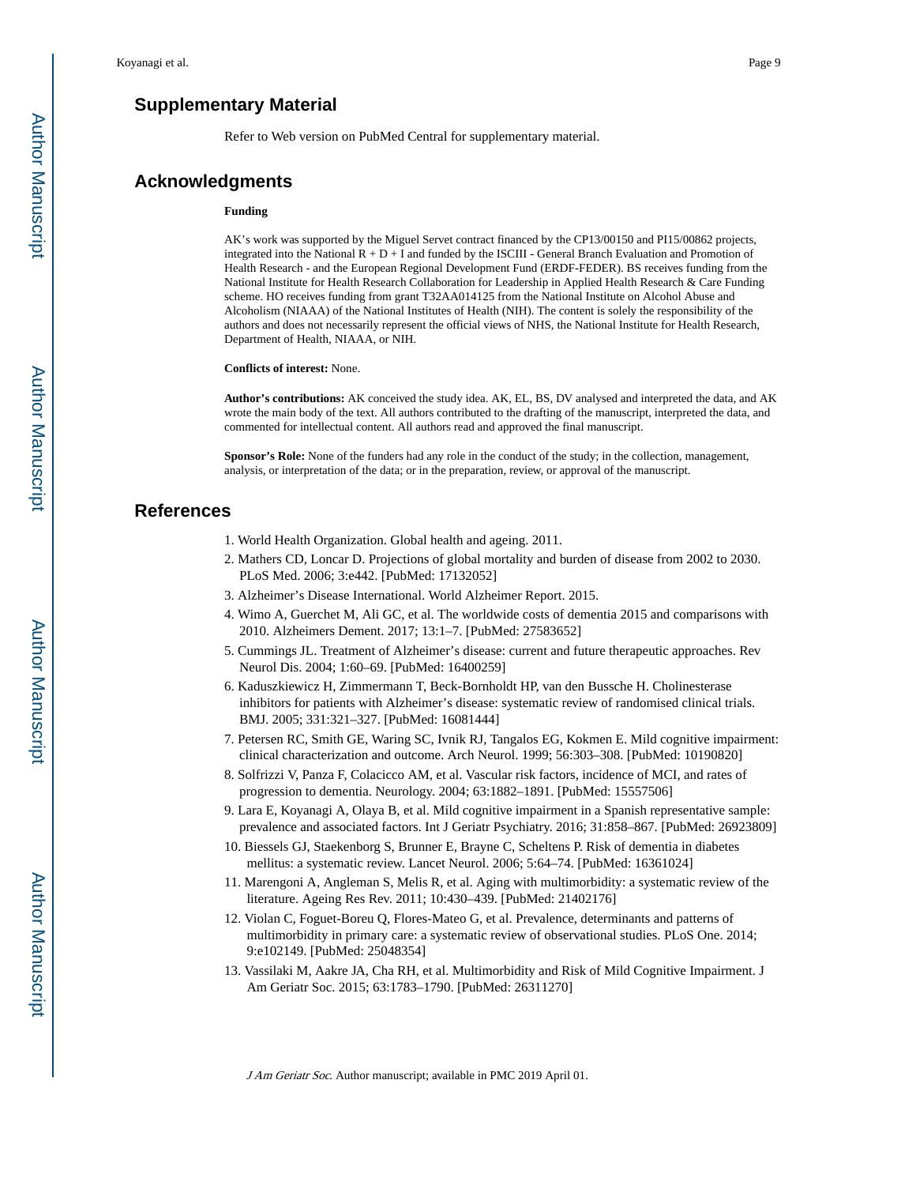## Supplementary Material

Refer to Web version on PubMed Central for supplementary material.

## Acknowledgments

**Funding**

AK's work was supported by the Miguel Servet contract financed by the CP13/00150 and PI15/00862 projects, integrated into the National R + D + I and funded by the ISCIII - General Branch Evaluation and Promotion of Health Research - and the European Regional Development Fund (ERDF-FEDER). BS receives funding from the National Institute for Health Research Collaboration for Leadership in Applied Health Research & Care Funding scheme. HO receives funding from grant T32AA014125 from the National Institute on Alcohol Abuse and Alcoholism (NIAAA) of the National Institutes of Health (NIH). The content is solely the responsibility of the authors and does not necessarily represent the official views of NHS, the National Institute for Health Research, Department of Health, NIAAA, or NIH.

**Conflicts of interest:** None.

**Author's contributions:** AK conceived the study idea. AK, EL, BS, DV analysed and interpreted the data, and AK wrote the main body of the text. All authors contributed to the drafting of the manuscript, interpreted the data, and commented for intellectual content. All authors read and approved the final manuscript.

**Sponsor's Role:** None of the funders had any role in the conduct of the study; in the collection, management, analysis, or interpretation of the data; or in the preparation, review, or approval of the manuscript.

## References

1. World Health Organization. Global health and ageing. 2011.
2. Mathers CD, Loncar D. Projections of global mortality and burden of disease from 2002 to 2030. PLoS Med. 2006; 3:e442. [PubMed: 17132052]
3. Alzheimer's Disease International. World Alzheimer Report. 2015.
4. Wimo A, Guerchet M, Ali GC, et al. The worldwide costs of dementia 2015 and comparisons with 2010. Alzheimers Dement. 2017; 13:1–7. [PubMed: 27583652]
5. Cummings JL. Treatment of Alzheimer's disease: current and future therapeutic approaches. Rev Neurol Dis. 2004; 1:60–69. [PubMed: 16400259]
6. Kaduszkiewicz H, Zimmermann T, Beck-Bornholdt HP, van den Bussche H. Cholinesterase inhibitors for patients with Alzheimer's disease: systematic review of randomised clinical trials. BMJ. 2005; 331:321–327. [PubMed: 16081444]
7. Petersen RC, Smith GE, Waring SC, Ivnik RJ, Tangalos EG, Kokmen E. Mild cognitive impairment: clinical characterization and outcome. Arch Neurol. 1999; 56:303–308. [PubMed: 10190820]
8. Solfrizzi V, Panza F, Colacicco AM, et al. Vascular risk factors, incidence of MCI, and rates of progression to dementia. Neurology. 2004; 63:1882–1891. [PubMed: 15557506]
9. Lara E, Koyanagi A, Olaya B, et al. Mild cognitive impairment in a Spanish representative sample: prevalence and associated factors. Int J Geriatr Psychiatry. 2016; 31:858–867. [PubMed: 26923809]
10. Biessels GJ, Staekenborg S, Brunner E, Brayne C, Scheltens P. Risk of dementia in diabetes mellitus: a systematic review. Lancet Neurol. 2006; 5:64–74. [PubMed: 16361024]
11. Marengoni A, Angleman S, Melis R, et al. Aging with multimorbidity: a systematic review of the literature. Ageing Res Rev. 2011; 10:430–439. [PubMed: 21402176]
12. Violan C, Foguet-Boreu Q, Flores-Mateo G, et al. Prevalence, determinants and patterns of multimorbidity in primary care: a systematic review of observational studies. PLoS One. 2014; 9:e102149. [PubMed: 25048354]
13. Vassilaki M, Aakre JA, Cha RH, et al. Multimorbidity and Risk of Mild Cognitive Impairment. J Am Geriatr Soc. 2015; 63:1783–1790. [PubMed: 26311270]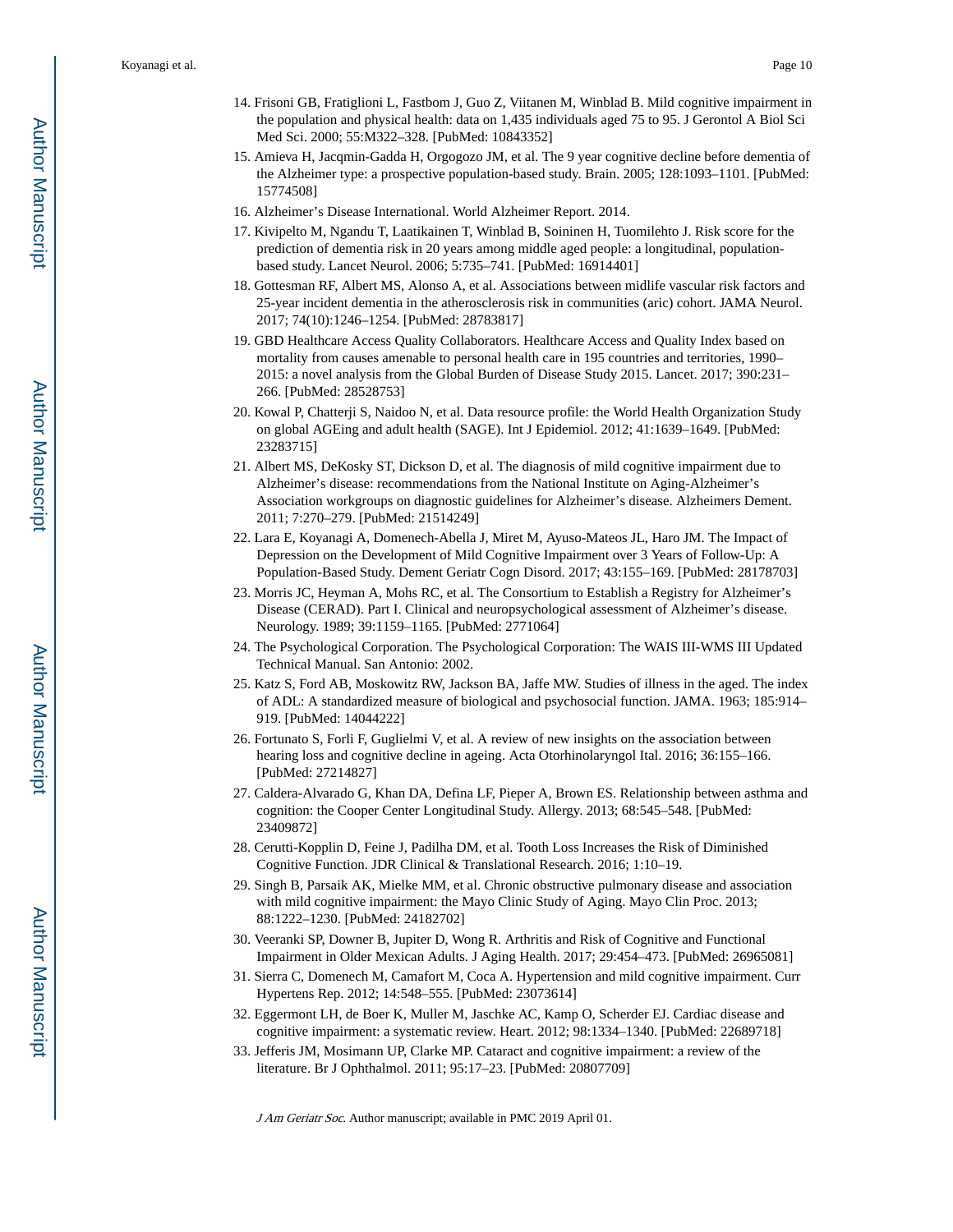14. Frisoni GB, Fratiglioni L, Fastbom J, Guo Z, Viitanen M, Winblad B. Mild cognitive impairment in the population and physical health: data on 1,435 individuals aged 75 to 95. J Gerontol A Biol Sci Med Sci. 2000; 55:M322–328. [PubMed: 10843352]
15. Amieva H, Jacqmin-Gadda H, Orgogozo JM, et al. The 9 year cognitive decline before dementia of the Alzheimer type: a prospective population-based study. Brain. 2005; 128:1093–1101. [PubMed: 15774508]
16. Alzheimer's Disease International. World Alzheimer Report. 2014.
17. Kivipelto M, Ngandu T, Laatikainen T, Winblad B, Soininen H, Tuomilehto J. Risk score for the prediction of dementia risk in 20 years among middle aged people: a longitudinal, population-based study. Lancet Neurol. 2006; 5:735–741. [PubMed: 16914401]
18. Gottesman RF, Albert MS, Alonso A, et al. Associations between midlife vascular risk factors and 25-year incident dementia in the atherosclerosis risk in communities (aric) cohort. JAMA Neurol. 2017; 74(10):1246–1254. [PubMed: 28783817]
19. GBD Healthcare Access Quality Collaborators. Healthcare Access and Quality Index based on mortality from causes amenable to personal health care in 195 countries and territories, 1990–2015: a novel analysis from the Global Burden of Disease Study 2015. Lancet. 2017; 390:231–266. [PubMed: 28528753]
20. Kowal P, Chatterji S, Naidoo N, et al. Data resource profile: the World Health Organization Study on global AGEing and adult health (SAGE). Int J Epidemiol. 2012; 41:1639–1649. [PubMed: 23283715]
21. Albert MS, DeKosky ST, Dickson D, et al. The diagnosis of mild cognitive impairment due to Alzheimer's disease: recommendations from the National Institute on Aging-Alzheimer's Association workgroups on diagnostic guidelines for Alzheimer's disease. Alzheimers Dement. 2011; 7:270–279. [PubMed: 21514249]
22. Lara E, Koyanagi A, Domenech-Abella J, Miret M, Ayuso-Mateos JL, Haro JM. The Impact of Depression on the Development of Mild Cognitive Impairment over 3 Years of Follow-Up: A Population-Based Study. Dement Geriatr Cogn Disord. 2017; 43:155–169. [PubMed: 28178703]
23. Morris JC, Heyman A, Mohs RC, et al. The Consortium to Establish a Registry for Alzheimer's Disease (CERAD). Part I. Clinical and neuropsychological assessment of Alzheimer's disease. Neurology. 1989; 39:1159–1165. [PubMed: 2771064]
24. The Psychological Corporation. The Psychological Corporation: The WAIS III-WMS III Updated Technical Manual. San Antonio: 2002.
25. Katz S, Ford AB, Moskowitz RW, Jackson BA, Jaffe MW. Studies of illness in the aged. The index of ADL: A standardized measure of biological and psychosocial function. JAMA. 1963; 185:914–919. [PubMed: 14044222]
26. Fortunato S, Forli F, Guglielmi V, et al. A review of new insights on the association between hearing loss and cognitive decline in ageing. Acta Otorhinolaryngol Ital. 2016; 36:155–166. [PubMed: 27214827]
27. Caldera-Alvarado G, Khan DA, Defina LF, Pieper A, Brown ES. Relationship between asthma and cognition: the Cooper Center Longitudinal Study. Allergy. 2013; 68:545–548. [PubMed: 23409872]
28. Cerutti-Kopplin D, Feine J, Padilha DM, et al. Tooth Loss Increases the Risk of Diminished Cognitive Function. JDR Clinical & Translational Research. 2016; 1:10–19.
29. Singh B, Parsaik AK, Mielke MM, et al. Chronic obstructive pulmonary disease and association with mild cognitive impairment: the Mayo Clinic Study of Aging. Mayo Clin Proc. 2013; 88:1222–1230. [PubMed: 24182702]
30. Veeranki SP, Downer B, Jupiter D, Wong R. Arthritis and Risk of Cognitive and Functional Impairment in Older Mexican Adults. J Aging Health. 2017; 29:454–473. [PubMed: 26965081]
31. Sierra C, Domenech M, Camafort M, Coca A. Hypertension and mild cognitive impairment. Curr Hypertens Rep. 2012; 14:548–555. [PubMed: 23073614]
32. Eggermont LH, de Boer K, Muller M, Jaschke AC, Kamp O, Scherder EJ. Cardiac disease and cognitive impairment: a systematic review. Heart. 2012; 98:1334–1340. [PubMed: 22689718]
33. Jefferis JM, Mosimann UP, Clarke MP. Cataract and cognitive impairment: a review of the literature. Br J Ophthalmol. 2011; 95:17–23. [PubMed: 20807709]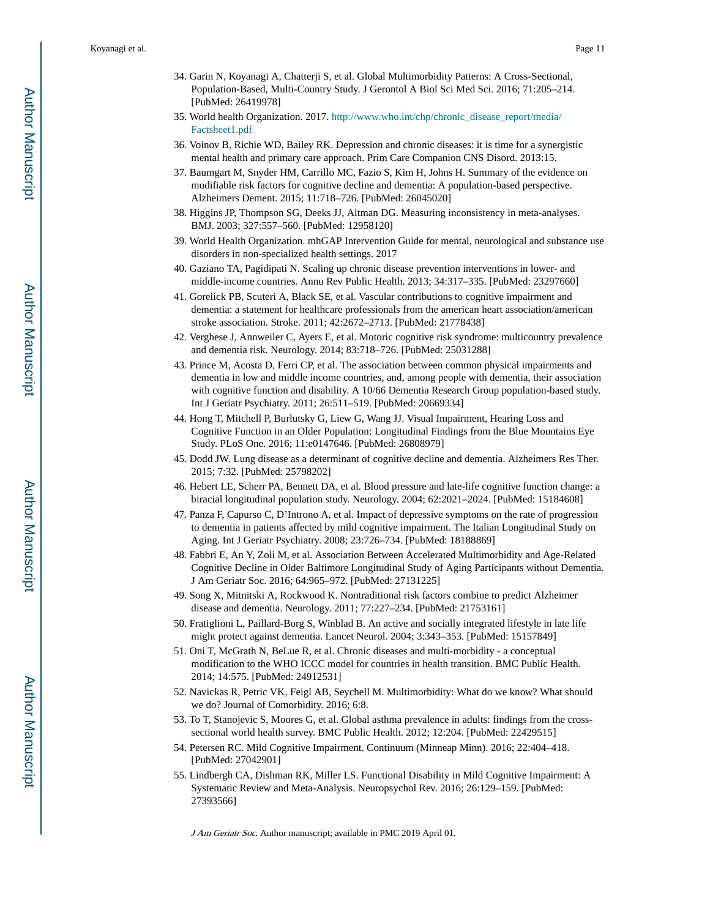34. Garin N, Koyanagi A, Chatterji S, et al. Global Multimorbidity Patterns: A Cross-Sectional, Population-Based, Multi-Country Study. J Gerontol A Biol Sci Med Sci. 2016; 71:205–214. [PubMed: 26419978]
35. World health Organization. 2017. http://www.who.int/chp/chronic_disease_report/media/Factsheet1.pdf
36. Voinov B, Richie WD, Bailey RK. Depression and chronic diseases: it is time for a synergistic mental health and primary care approach. Prim Care Companion CNS Disord. 2013:15.
37. Baumgart M, Snyder HM, Carrillo MC, Fazio S, Kim H, Johns H. Summary of the evidence on modifiable risk factors for cognitive decline and dementia: A population-based perspective. Alzheimers Dement. 2015; 11:718–726. [PubMed: 26045020]
38. Higgins JP, Thompson SG, Deeks JJ, Altman DG. Measuring inconsistency in meta-analyses. BMJ. 2003; 327:557–560. [PubMed: 12958120]
39. World Health Organization. mhGAP Intervention Guide for mental, neurological and substance use disorders in non-specialized health settings. 2017
40. Gaziano TA, Pagidipati N. Scaling up chronic disease prevention interventions in lower- and middle-income countries. Annu Rev Public Health. 2013; 34:317–335. [PubMed: 23297660]
41. Gorelick PB, Scuteri A, Black SE, et al. Vascular contributions to cognitive impairment and dementia: a statement for healthcare professionals from the american heart association/american stroke association. Stroke. 2011; 42:2672–2713. [PubMed: 21778438]
42. Verghese J, Annweiler C, Ayers E, et al. Motoric cognitive risk syndrome: multicountry prevalence and dementia risk. Neurology. 2014; 83:718–726. [PubMed: 25031288]
43. Prince M, Acosta D, Ferri CP, et al. The association between common physical impairments and dementia in low and middle income countries, and, among people with dementia, their association with cognitive function and disability. A 10/66 Dementia Research Group population-based study. Int J Geriatr Psychiatry. 2011; 26:511–519. [PubMed: 20669334]
44. Hong T, Mitchell P, Burlutsky G, Liew G, Wang JJ. Visual Impairment, Hearing Loss and Cognitive Function in an Older Population: Longitudinal Findings from the Blue Mountains Eye Study. PLoS One. 2016; 11:e0147646. [PubMed: 26808979]
45. Dodd JW. Lung disease as a determinant of cognitive decline and dementia. Alzheimers Res Ther. 2015; 7:32. [PubMed: 25798202]
46. Hebert LE, Scherr PA, Bennett DA, et al. Blood pressure and late-life cognitive function change: a biracial longitudinal population study. Neurology. 2004; 62:2021–2024. [PubMed: 15184608]
47. Panza F, Capurso C, D'Introno A, et al. Impact of depressive symptoms on the rate of progression to dementia in patients affected by mild cognitive impairment. The Italian Longitudinal Study on Aging. Int J Geriatr Psychiatry. 2008; 23:726–734. [PubMed: 18188869]
48. Fabbri E, An Y, Zoli M, et al. Association Between Accelerated Multimorbidity and Age-Related Cognitive Decline in Older Baltimore Longitudinal Study of Aging Participants without Dementia. J Am Geriatr Soc. 2016; 64:965–972. [PubMed: 27131225]
49. Song X, Mitnitski A, Rockwood K. Nontraditional risk factors combine to predict Alzheimer disease and dementia. Neurology. 2011; 77:227–234. [PubMed: 21753161]
50. Fratiglioni L, Paillard-Borg S, Winblad B. An active and socially integrated lifestyle in late life might protect against dementia. Lancet Neurol. 2004; 3:343–353. [PubMed: 15157849]
51. Oni T, McGrath N, BeLue R, et al. Chronic diseases and multi-morbidity - a conceptual modification to the WHO ICCC model for countries in health transition. BMC Public Health. 2014; 14:575. [PubMed: 24912531]
52. Navickas R, Petric VK, Feigl AB, Seychell M. Multimorbidity: What do we know? What should we do? Journal of Comorbidity. 2016; 6:8.
53. To T, Stanojevic S, Moores G, et al. Global asthma prevalence in adults: findings from the cross-sectional world health survey. BMC Public Health. 2012; 12:204. [PubMed: 22429515]
54. Petersen RC. Mild Cognitive Impairment. Continuum (Minneap Minn). 2016; 22:404–418. [PubMed: 27042901]
55. Lindbergh CA, Dishman RK, Miller LS. Functional Disability in Mild Cognitive Impairment: A Systematic Review and Meta-Analysis. Neuropsychol Rev. 2016; 26:129–159. [PubMed: 27393566]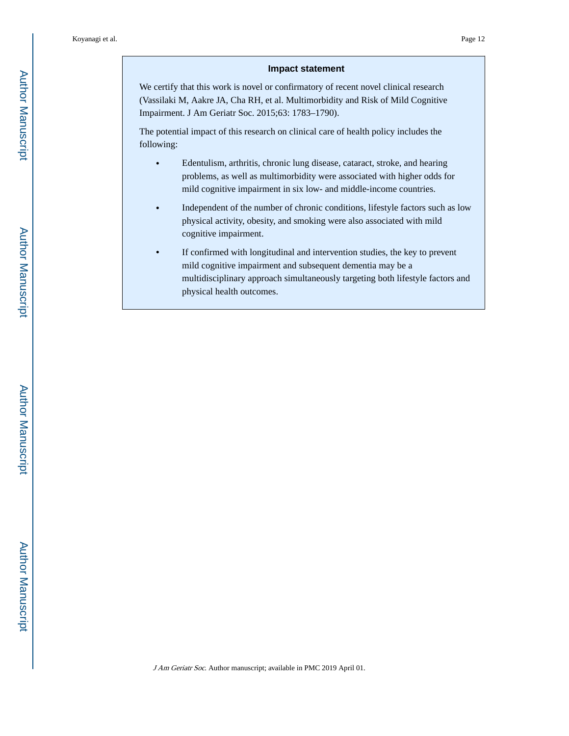## Impact statement

We certify that this work is novel or confirmatory of recent novel clinical research (Vassilaki M, Aakre JA, Cha RH, et al. Multimorbidity and Risk of Mild Cognitive Impairment. J Am Geriatr Soc. 2015;63: 1783–1790).

The potential impact of this research on clinical care of health policy includes the following:

- Edentulism, arthritis, chronic lung disease, cataract, stroke, and hearing problems, as well as multimorbidity were associated with higher odds for mild cognitive impairment in six low- and middle-income countries.
- Independent of the number of chronic conditions, lifestyle factors such as low physical activity, obesity, and smoking were also associated with mild cognitive impairment.
- If confirmed with longitudinal and intervention studies, the key to prevent mild cognitive impairment and subsequent dementia may be a multidisciplinary approach simultaneously targeting both lifestyle factors and physical health outcomes.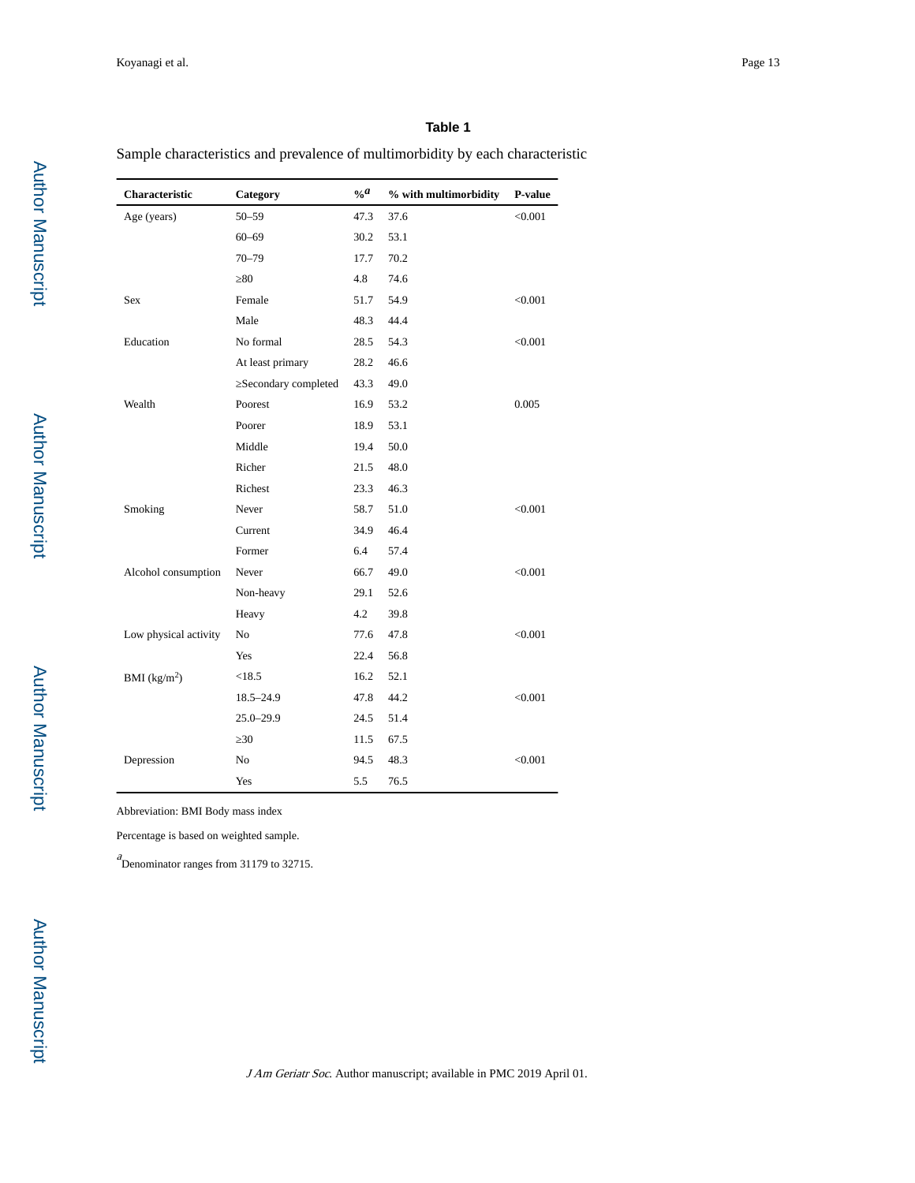**Table 1**

Sample characteristics and prevalence of multimorbidity by each characteristic

| Characteristic | Category | %[a] | % with multimorbidity | P-value |
|---|---|---|---|---|
| Age (years) | 50–59 | 47.3 | 37.6 | <0.001 |
| | 60–69 | 30.2 | 53.1 | |
| | 70–79 | 17.7 | 70.2 | |
| | ≥80 | 4.8 | 74.6 | |
| Sex | Female | 51.7 | 54.9 | <0.001 |
| | Male | 48.3 | 44.4 | |
| Education | No formal | 28.5 | 54.3 | <0.001 |
| | At least primary | 28.2 | 46.6 | |
| | ≥Secondary completed | 43.3 | 49.0 | |
| Wealth | Poorest | 16.9 | 53.2 | 0.005 |
| | Poorer | 18.9 | 53.1 | |
| | Middle | 19.4 | 50.0 | |
| | Richer | 21.5 | 48.0 | |
| | Richest | 23.3 | 46.3 | |
| Smoking | Never | 58.7 | 51.0 | <0.001 |
| | Current | 34.9 | 46.4 | |
| | Former | 6.4 | 57.4 | |
| Alcohol consumption | Never | 66.7 | 49.0 | <0.001 |
| | Non-heavy | 29.1 | 52.6 | |
| | Heavy | 4.2 | 39.8 | |
| Low physical activity | No | 77.6 | 47.8 | <0.001 |
| | Yes | 22.4 | 56.8 | |
| BMI ($kg/m^2$) | <18.5 | 16.2 | 52.1 | |
| | 18.5–24.9 | 47.8 | 44.2 | <0.001 |
| | 25.0–29.9 | 24.5 | 51.4 | |
| | ≥30 | 11.5 | 67.5 | |
| Depression | No | 94.5 | 48.3 | <0.001 |
| | Yes | 5.5 | 76.5 | |

Abbreviation: BMI Body mass index

Percentage is based on weighted sample.

[a] Denominator ranges from 31179 to 32715.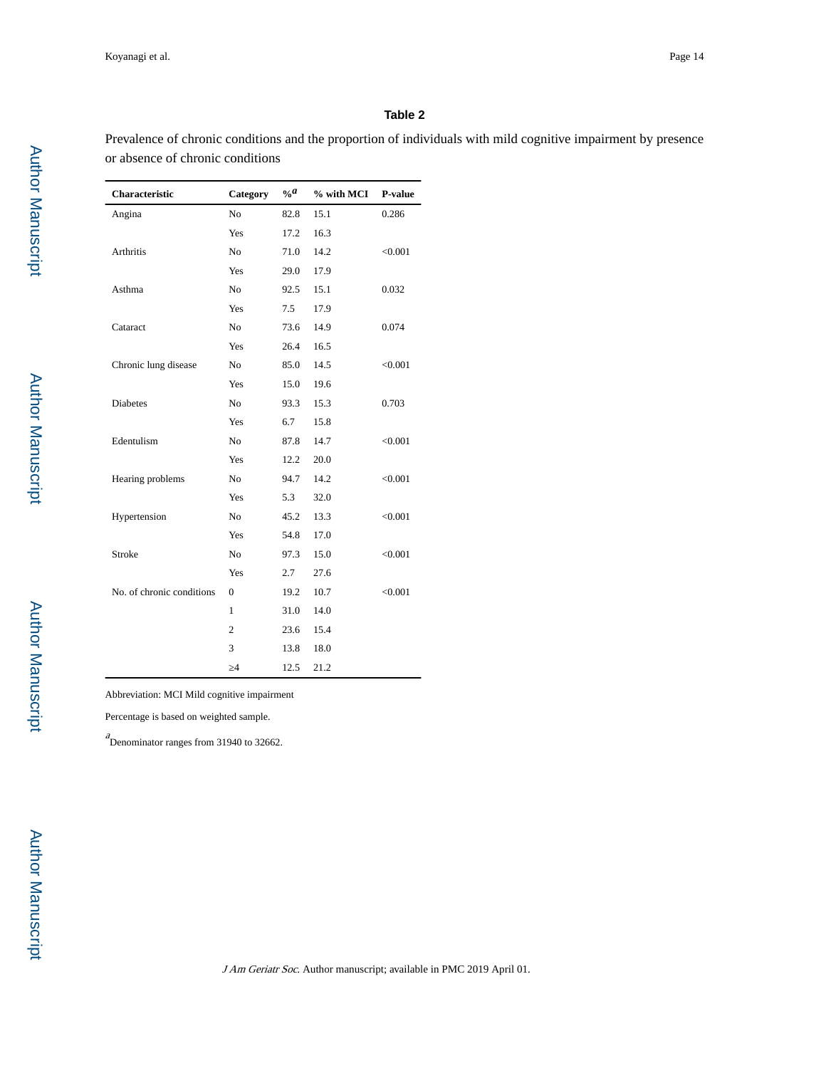## Table 2

Prevalence of chronic conditions and the proportion of individuals with mild cognitive impairment by presence or absence of chronic conditions

| Characteristic | Category | %[a] | % with MCI | P-value |
|---|---|---|---|---|
| Angina | No | 82.8 | 15.1 | 0.286 |
| | Yes | 17.2 | 16.3 | |
| Arthritis | No | 71.0 | 14.2 | <0.001 |
| | Yes | 29.0 | 17.9 | |
| Asthma | No | 92.5 | 15.1 | 0.032 |
| | Yes | 7.5 | 17.9 | |
| Cataract | No | 73.6 | 14.9 | 0.074 |
| | Yes | 26.4 | 16.5 | |
| Chronic lung disease | No | 85.0 | 14.5 | <0.001 |
| | Yes | 15.0 | 19.6 | |
| Diabetes | No | 93.3 | 15.3 | 0.703 |
| | Yes | 6.7 | 15.8 | |
| Edentulism | No | 87.8 | 14.7 | <0.001 |
| | Yes | 12.2 | 20.0 | |
| Hearing problems | No | 94.7 | 14.2 | <0.001 |
| | Yes | 5.3 | 32.0 | |
| Hypertension | No | 45.2 | 13.3 | <0.001 |
| | Yes | 54.8 | 17.0 | |
| Stroke | No | 97.3 | 15.0 | <0.001 |
| | Yes | 2.7 | 27.6 | |
| No. of chronic conditions | 0 | 19.2 | 10.7 | <0.001 |
| | 1 | 31.0 | 14.0 | |
| | 2 | 23.6 | 15.4 | |
| | 3 | 13.8 | 18.0 | |
| | ≥4 | 12.5 | 21.2 | |

Abbreviation: MCI Mild cognitive impairment

Percentage is based on weighted sample.

[a]Denominator ranges from 31940 to 32662.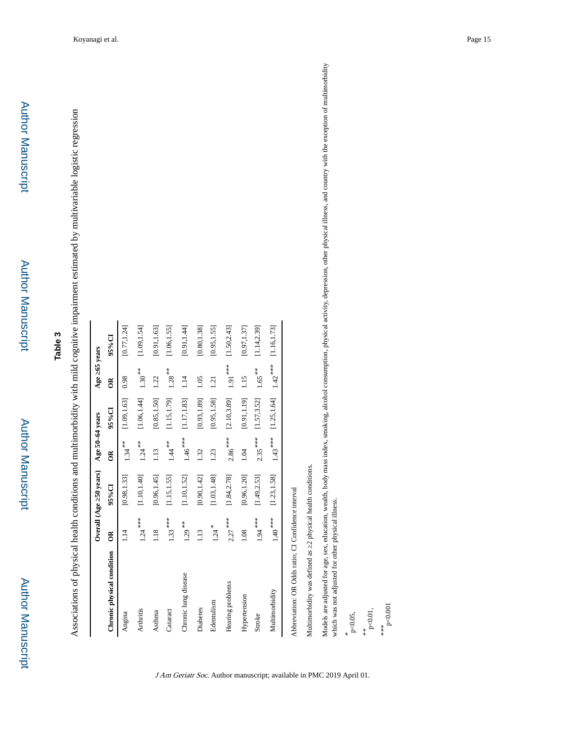## Table 3

Associations of physical health conditions and multimorbidity with mild cognitive impairment estimated by multivariable logistic regression

| Chronic physical condition | Overall (Age ≥50 years) | | Age 50–64 years | | Age ≥65 years | |
|---|---|---|---|---|---|---|
| | OR | 95%CI | OR | 95%CI | OR | 95%CI |
| Angina | 1.14 | [0.98,1.33] | 1.34** | [1.09,1.63] | 0.98 | [0.77,1.24] |
| Arthritis | 1.24*** | [1.10,1.40] | 1.24** | [1.06,1.44] | 1.30** | [1.09,1.54] |
| Asthma | 1.18 | [0.96,1.45] | 1.13 | [0.85,1.50] | 1.22 | [0.91,1.63] |
| Cataract | 1.33*** | [1.15,1.55] | 1.44** | [1.15,1.79] | 1.28** | [1.06,1.55] |
| Chronic lung disease | 1.29** | [1.10,1.52] | 1.46*** | [1.17,1.83] | 1.14 | [0.91,1.44] |
| Diabetes | 1.13 | [0.90,1.42] | 1.32 | [0.93,1.89] | 1.05 | [0.80,1.38] |
| Edentulism | 1.24* | [1.03,1.48] | 1.23 | [0.95,1.58] | 1.21 | [0.95,1.55] |
| Hearing problems | 2.27*** | [1.84,2.78] | 2.86*** | [2.10,3.89] | 1.91*** | [1.50,2.43] |
| Hypertension | 1.08 | [0.96,1.20] | 1.04 | [0.91,1.19] | 1.15 | [0.97,1.37] |
| Stroke | 1.94*** | [1.49,2.53] | 2.35*** | [1.57,3.52] | 1.65** | [1.14,2.39] |
| Multimorbidity | 1.40*** | [1.23,1.58] | 1.43*** | [1.25,1.64] | 1.42*** | [1.16,1.73] |

Abbreviation: OR Odds ratio; CI Confidence interval

Multimorbidity was defined as ≥2 physical health conditions.

Models are adjusted for age, sex, education, wealth, body mass index, smoking, alcohol consumption, physical activity, depression, other physical illness, and country with the exception of multimorbidity which was not adjusted for other physical illness.

\* p<0.05,

\*\* p<0.01,

\*\*\* p<0.001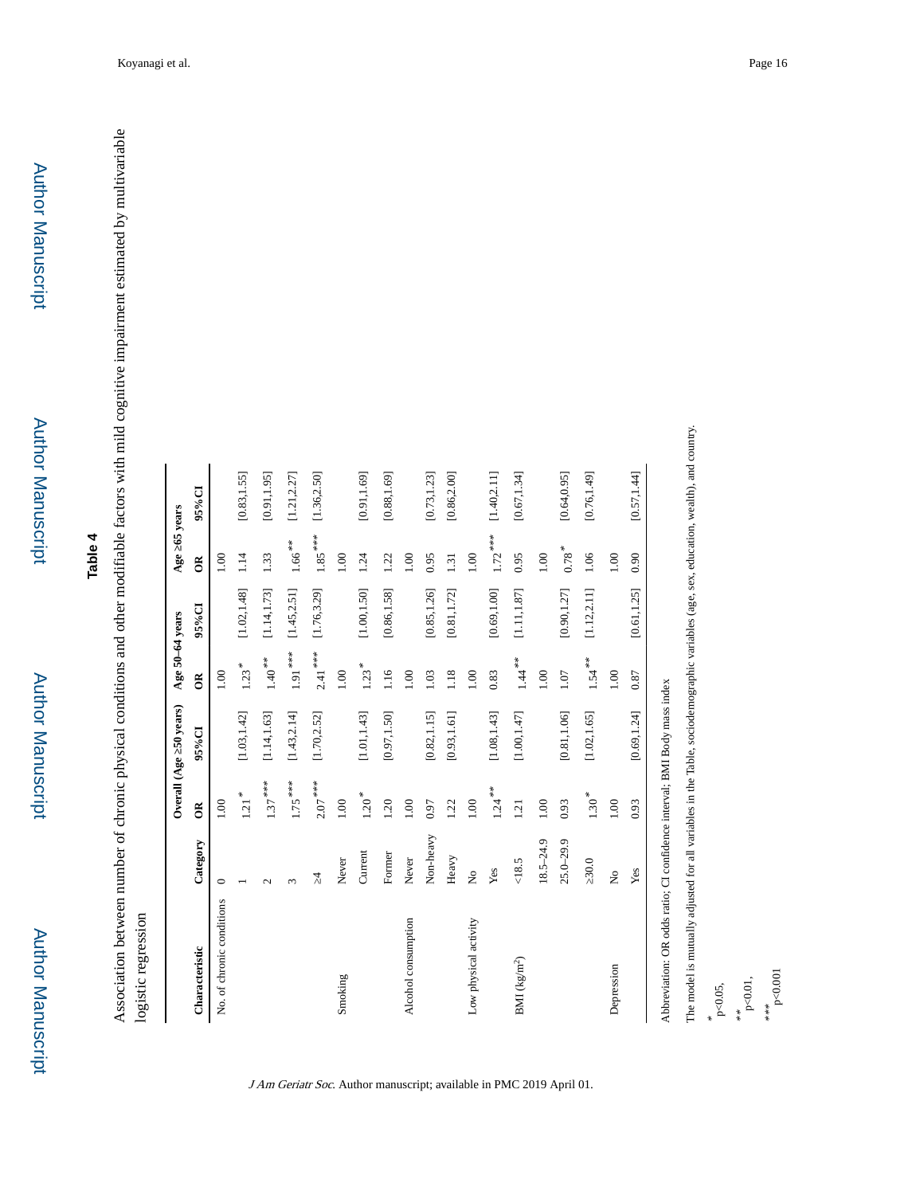## Table 4

Association between number of chronic physical conditions and other modifiable factors with mild cognitive impairment estimated by multivariable logistic regression

| | | Overall (Age ≥50 years) | | Age 50–64 years | | Age ≥65 years | |
|---|---|---|---|---|---|---|---|
| Characteristic | Category | OR | 95%CI | OR | 95%CI | OR | 95%CI |
| No. of chronic conditions | 0 | 1.00 | | 1.00 | | 1.00 | |
| | 1 | 1.21 * | [1.03,1.42] | 1.23 * | [1.02,1.48] | 1.14 | [0.83,1.55] |
| | 2 | 1.37 *** | [1.14,1.63] | 1.40 ** | [1.14,1.73] | 1.33 | [0.91,1.95] |
| | 3 | 1.75 *** | [1.43,2.14] | 1.91 *** | [1.45,2.51] | 1.66 ** | [1.21,2.27] |
| | ≥4 | 2.07 *** | [1.70,2.52] | 2.41 *** | [1.76,3.29] | 1.85 *** | [1.36,2.50] |
| Smoking | Never | 1.00 | | 1.00 | | 1.00 | |
| | Current | 1.20 * | [1.01,1.43] | 1.23 * | [1.00,1.50] | 1.24 | [0.91,1.69] |
| | Former | 1.20 | [0.97,1.50] | 1.16 | [0.86,1.58] | 1.22 | [0.88,1.69] |
| Alcohol consumption | Never | 1.00 | | 1.00 | | 1.00 | |
| | Non-heavy | 0.97 | [0.82,1.15] | 1.03 | [0.85,1.26] | 0.95 | [0.73,1.23] |
| | Heavy | 1.22 | [0.93,1.61] | 1.18 | [0.81,1.72] | 1.31 | [0.86,2.00] |
| Low physical activity | No | 1.00 | | 1.00 | | 1.00 | |
| | Yes | 1.24 ** | [1.08,1.43] | 0.83 | [0.69,1.00] | 1.72 *** | [1.40,2.11] |
| BMI (kg/m²) | <18.5 | 1.21 | [1.00,1.47] | 1.44 ** | [1.11,1.87] | 0.95 | [0.67,1.34] |
| | 18.5–24.9 | 1.00 | | 1.00 | | 1.00 | |
| | 25.0–29.9 | 0.93 | [0.81,1.06] | 1.07 | [0.90,1.27] | 0.78 * | [0.64,0.95] |
| | ≥30.0 | 1.30 * | [1.02,1.65] | 1.54 ** | [1.12,2.11] | 1.06 | [0.76,1.49] |
| Depression | No | 1.00 | | 1.00 | | 1.00 | |
| | Yes | 0.93 | [0.69,1.24] | 0.87 | [0.61,1.25] | 0.90 | [0.57,1.44] |

Abbreviation: OR odds ratio; CI confidence interval; BMI Body mass index

The model is mutually adjusted for all variables in the Table, sociodemographic variables (age, sex, education, wealth), and country.

\* $p<0.05$,

\*\* $p<0.01$,

\*\*\* $p<0.001$